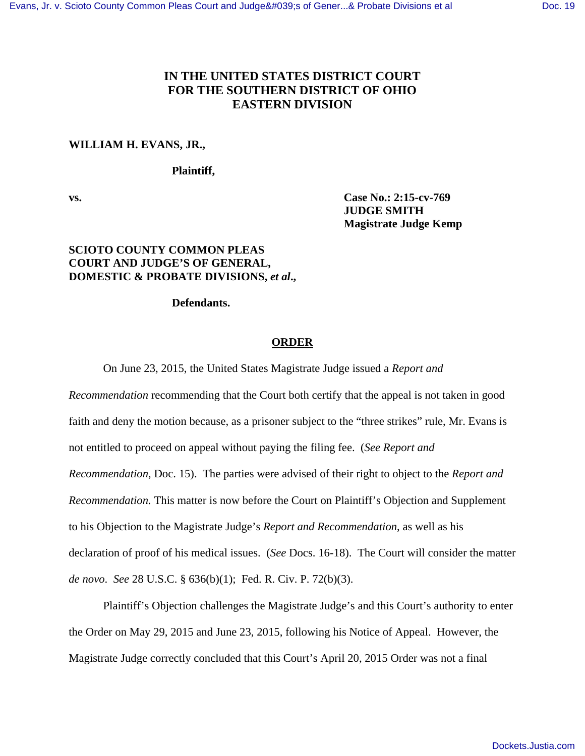**IN THE UNITED STATES DISTRICT COURT**
**FOR THE SOUTHERN DISTRICT OF OHIO**
**EASTERN DIVISION**

**WILLIAM H. EVANS, JR.,**

**Plaintiff,**

**vs.**

**Case No.: 2:15-cv-769**
**JUDGE SMITH**
**Magistrate Judge Kemp**

**SCIOTO COUNTY COMMON PLEAS COURT AND JUDGE'S OF GENERAL, DOMESTIC & PROBATE DIVISIONS, *et al*.,**

**Defendants.**

## ORDER

On June 23, 2015, the United States Magistrate Judge issued a *Report and Recommendation* recommending that the Court both certify that the appeal is not taken in good faith and deny the motion because, as a prisoner subject to the "three strikes" rule, Mr. Evans is not entitled to proceed on appeal without paying the filing fee. (*See Report and Recommendation*, Doc. 15). The parties were advised of their right to object to the *Report and Recommendation.* This matter is now before the Court on Plaintiff's Objection and Supplement to his Objection to the Magistrate Judge's *Report and Recommendation*, as well as his declaration of proof of his medical issues. (*See* Docs. 16-18). The Court will consider the matter *de novo*. *See* 28 U.S.C. § 636(b)(1); Fed. R. Civ. P. 72(b)(3).

Plaintiff's Objection challenges the Magistrate Judge's and this Court's authority to enter the Order on May 29, 2015 and June 23, 2015, following his Notice of Appeal. However, the Magistrate Judge correctly concluded that this Court's April 20, 2015 Order was not a final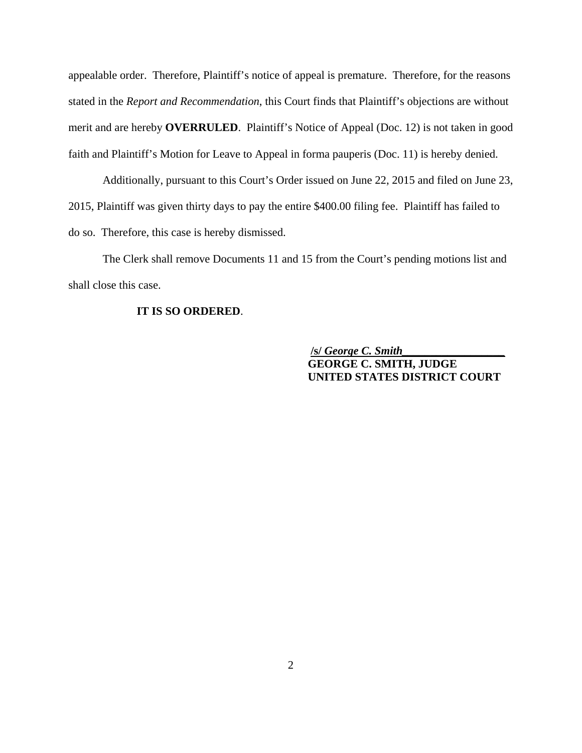appealable order. Therefore, Plaintiff's notice of appeal is premature. Therefore, for the reasons stated in the *Report and Recommendation*, this Court finds that Plaintiff's objections are without merit and are hereby **OVERRULED**. Plaintiff's Notice of Appeal (Doc. 12) is not taken in good faith and Plaintiff's Motion for Leave to Appeal in forma pauperis (Doc. 11) is hereby denied.

Additionally, pursuant to this Court's Order issued on June 22, 2015 and filed on June 23, 2015, Plaintiff was given thirty days to pay the entire $400.00 filing fee. Plaintiff has failed to do so. Therefore, this case is hereby dismissed.

The Clerk shall remove Documents 11 and 15 from the Court's pending motions list and shall close this case.

**IT IS SO ORDERED**.

**/s/ *George C. Smith***
**GEORGE C. SMITH, JUDGE**
**UNITED STATES DISTRICT COURT**